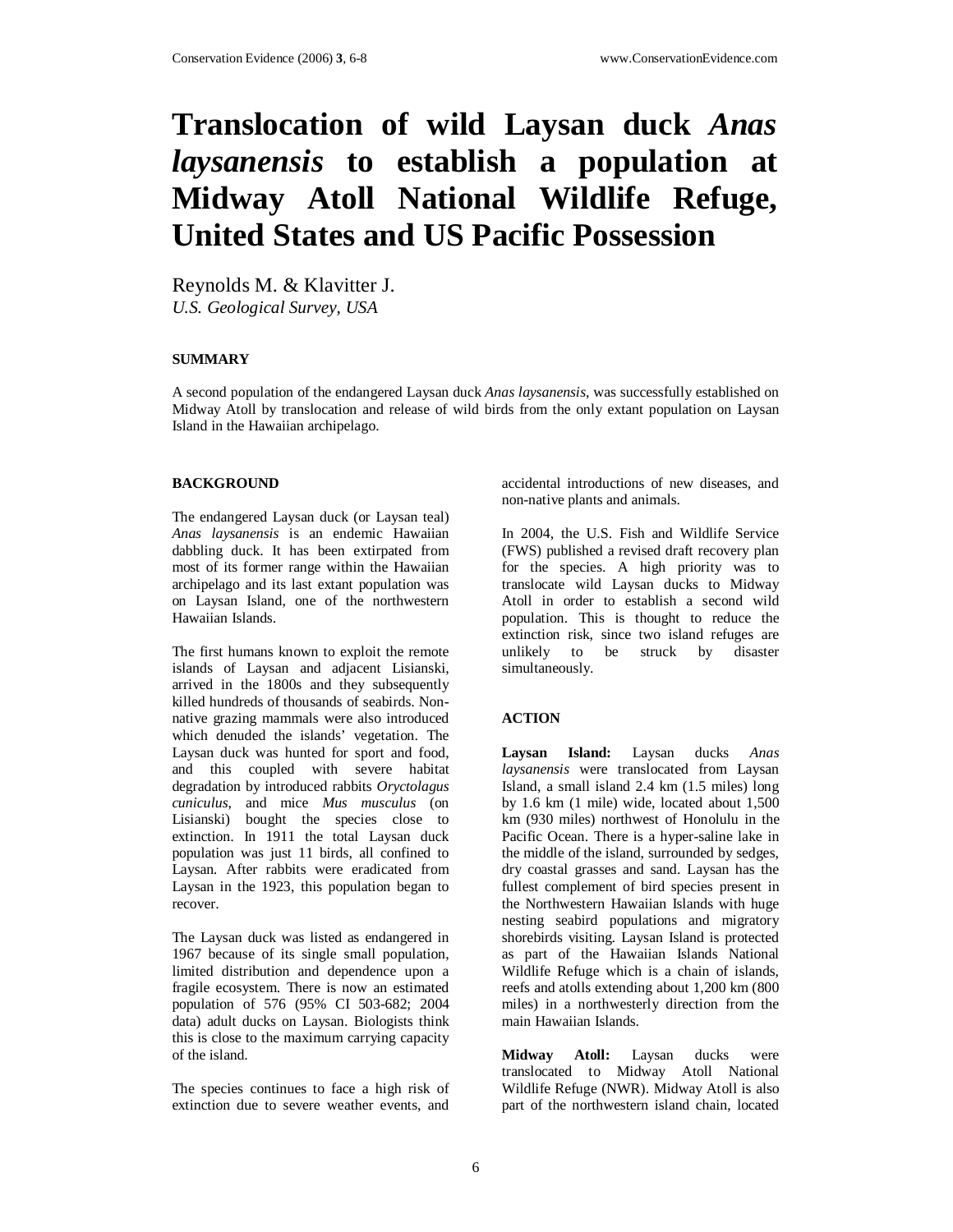# Translocation of wild Laysan duck *Anas laysanensis* to establish a population at Midway Atoll National Wildlife Refuge, United States and US Pacific Possession

Reynolds M. & Klavitter J.
*U.S. Geological Survey, USA*

## SUMMARY

A second population of the endangered Laysan duck *Anas laysanensis*, was successfully established on Midway Atoll by translocation and release of wild birds from the only extant population on Laysan Island in the Hawaiian archipelago.

## BACKGROUND

The endangered Laysan duck (or Laysan teal) *Anas laysanensis* is an endemic Hawaiian dabbling duck. It has been extirpated from most of its former range within the Hawaiian archipelago and its last extant population was on Laysan Island, one of the northwestern Hawaiian Islands.

The first humans known to exploit the remote islands of Laysan and adjacent Lisianski, arrived in the 1800s and they subsequently killed hundreds of thousands of seabirds. Non-native grazing mammals were also introduced which denuded the islands' vegetation. The Laysan duck was hunted for sport and food, and this coupled with severe habitat degradation by introduced rabbits *Oryctolagus cuniculus*, and mice *Mus musculus* (on Lisianski) bought the species close to extinction. In 1911 the total Laysan duck population was just 11 birds, all confined to Laysan. After rabbits were eradicated from Laysan in the 1923, this population began to recover.

The Laysan duck was listed as endangered in 1967 because of its single small population, limited distribution and dependence upon a fragile ecosystem. There is now an estimated population of 576 (95% CI 503-682; 2004 data) adult ducks on Laysan. Biologists think this is close to the maximum carrying capacity of the island.

The species continues to face a high risk of extinction due to severe weather events, and accidental introductions of new diseases, and non-native plants and animals.

In 2004, the U.S. Fish and Wildlife Service (FWS) published a revised draft recovery plan for the species. A high priority was to translocate wild Laysan ducks to Midway Atoll in order to establish a second wild population. This is thought to reduce the extinction risk, since two island refuges are unlikely to be struck by disaster simultaneously.

## ACTION

**Laysan Island:** Laysan ducks *Anas laysanensis* were translocated from Laysan Island, a small island 2.4 km (1.5 miles) long by 1.6 km (1 mile) wide, located about 1,500 km (930 miles) northwest of Honolulu in the Pacific Ocean. There is a hyper-saline lake in the middle of the island, surrounded by sedges, dry coastal grasses and sand. Laysan has the fullest complement of bird species present in the Northwestern Hawaiian Islands with huge nesting seabird populations and migratory shorebirds visiting. Laysan Island is protected as part of the Hawaiian Islands National Wildlife Refuge which is a chain of islands, reefs and atolls extending about 1,200 km (800 miles) in a northwesterly direction from the main Hawaiian Islands.

**Midway Atoll:** Laysan ducks were translocated to Midway Atoll National Wildlife Refuge (NWR). Midway Atoll is also part of the northwestern island chain, located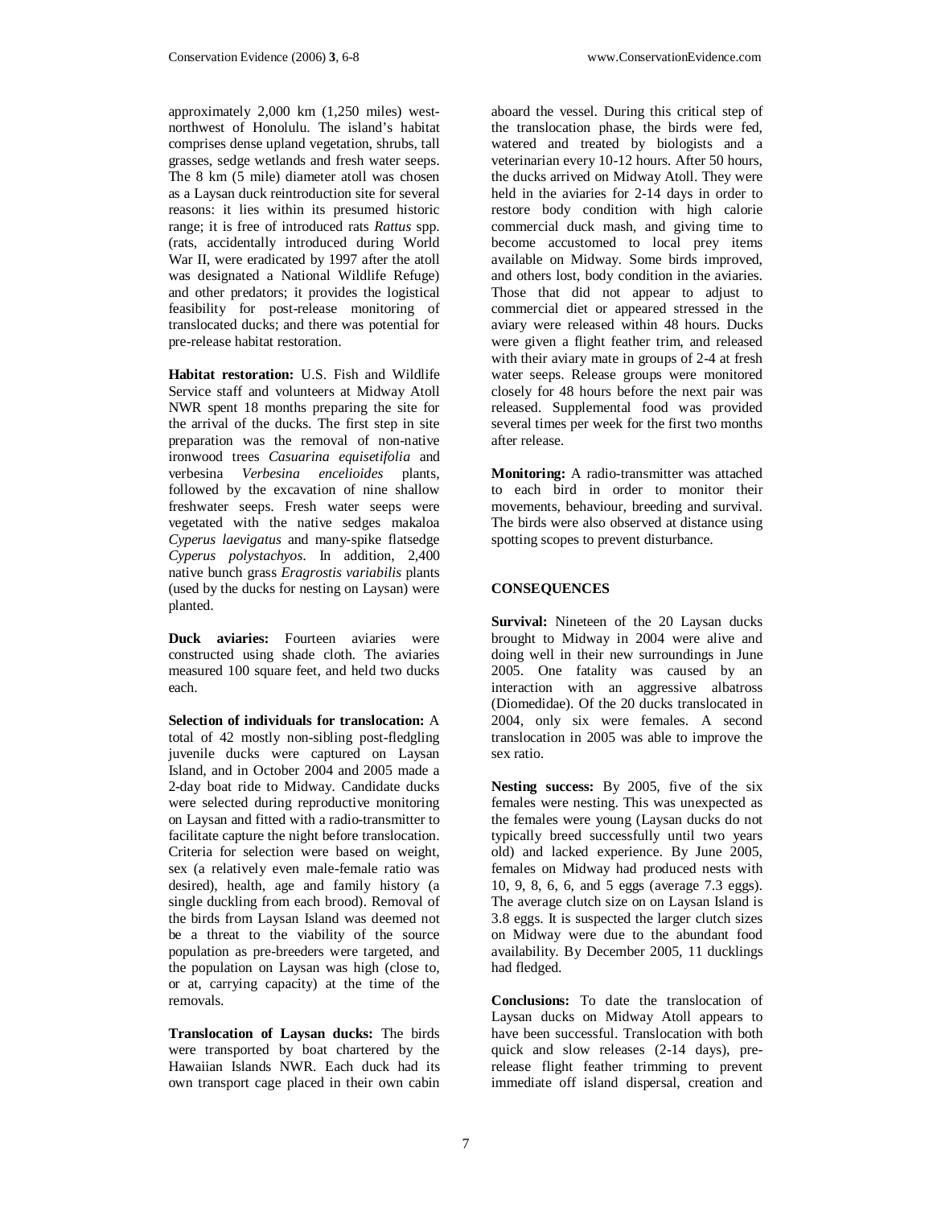approximately 2,000 km (1,250 miles) west-northwest of Honolulu. The island's habitat comprises dense upland vegetation, shrubs, tall grasses, sedge wetlands and fresh water seeps. The 8 km (5 mile) diameter atoll was chosen as a Laysan duck reintroduction site for several reasons: it lies within its presumed historic range; it is free of introduced rats *Rattus* spp. (rats, accidentally introduced during World War II, were eradicated by 1997 after the atoll was designated a National Wildlife Refuge) and other predators; it provides the logistical feasibility for post-release monitoring of translocated ducks; and there was potential for pre-release habitat restoration.

**Habitat restoration:** U.S. Fish and Wildlife Service staff and volunteers at Midway Atoll NWR spent 18 months preparing the site for the arrival of the ducks. The first step in site preparation was the removal of non-native ironwood trees *Casuarina equisetifolia* and verbesina *Verbesina encelioides* plants, followed by the excavation of nine shallow freshwater seeps. Fresh water seeps were vegetated with the native sedges makaloa *Cyperus laevigatus* and many-spike flatsedge *Cyperus polystachyos*. In addition, 2,400 native bunch grass *Eragrostis variabilis* plants (used by the ducks for nesting on Laysan) were planted.

**Duck aviaries:** Fourteen aviaries were constructed using shade cloth. The aviaries measured 100 square feet, and held two ducks each.

**Selection of individuals for translocation:** A total of 42 mostly non-sibling post-fledgling juvenile ducks were captured on Laysan Island, and in October 2004 and 2005 made a 2-day boat ride to Midway. Candidate ducks were selected during reproductive monitoring on Laysan and fitted with a radio-transmitter to facilitate capture the night before translocation. Criteria for selection were based on weight, sex (a relatively even male-female ratio was desired), health, age and family history (a single duckling from each brood). Removal of the birds from Laysan Island was deemed not be a threat to the viability of the source population as pre-breeders were targeted, and the population on Laysan was high (close to, or at, carrying capacity) at the time of the removals.

**Translocation of Laysan ducks:** The birds were transported by boat chartered by the Hawaiian Islands NWR. Each duck had its own transport cage placed in their own cabin aboard the vessel. During this critical step of the translocation phase, the birds were fed, watered and treated by biologists and a veterinarian every 10-12 hours. After 50 hours, the ducks arrived on Midway Atoll. They were held in the aviaries for 2-14 days in order to restore body condition with high calorie commercial duck mash, and giving time to become accustomed to local prey items available on Midway. Some birds improved, and others lost, body condition in the aviaries. Those that did not appear to adjust to commercial diet or appeared stressed in the aviary were released within 48 hours. Ducks were given a flight feather trim, and released with their aviary mate in groups of 2-4 at fresh water seeps. Release groups were monitored closely for 48 hours before the next pair was released. Supplemental food was provided several times per week for the first two months after release.

**Monitoring:** A radio-transmitter was attached to each bird in order to monitor their movements, behaviour, breeding and survival. The birds were also observed at distance using spotting scopes to prevent disturbance.

## CONSEQUENCES

**Survival:** Nineteen of the 20 Laysan ducks brought to Midway in 2004 were alive and doing well in their new surroundings in June 2005. One fatality was caused by an interaction with an aggressive albatross (Diomedidae). Of the 20 ducks translocated in 2004, only six were females. A second translocation in 2005 was able to improve the sex ratio.

**Nesting success:** By 2005, five of the six females were nesting. This was unexpected as the females were young (Laysan ducks do not typically breed successfully until two years old) and lacked experience. By June 2005, females on Midway had produced nests with 10, 9, 8, 6, 6, and 5 eggs (average 7.3 eggs). The average clutch size on on Laysan Island is 3.8 eggs. It is suspected the larger clutch sizes on Midway were due to the abundant food availability. By December 2005, 11 ducklings had fledged.

**Conclusions:** To date the translocation of Laysan ducks on Midway Atoll appears to have been successful. Translocation with both quick and slow releases (2-14 days), pre-release flight feather trimming to prevent immediate off island dispersal, creation and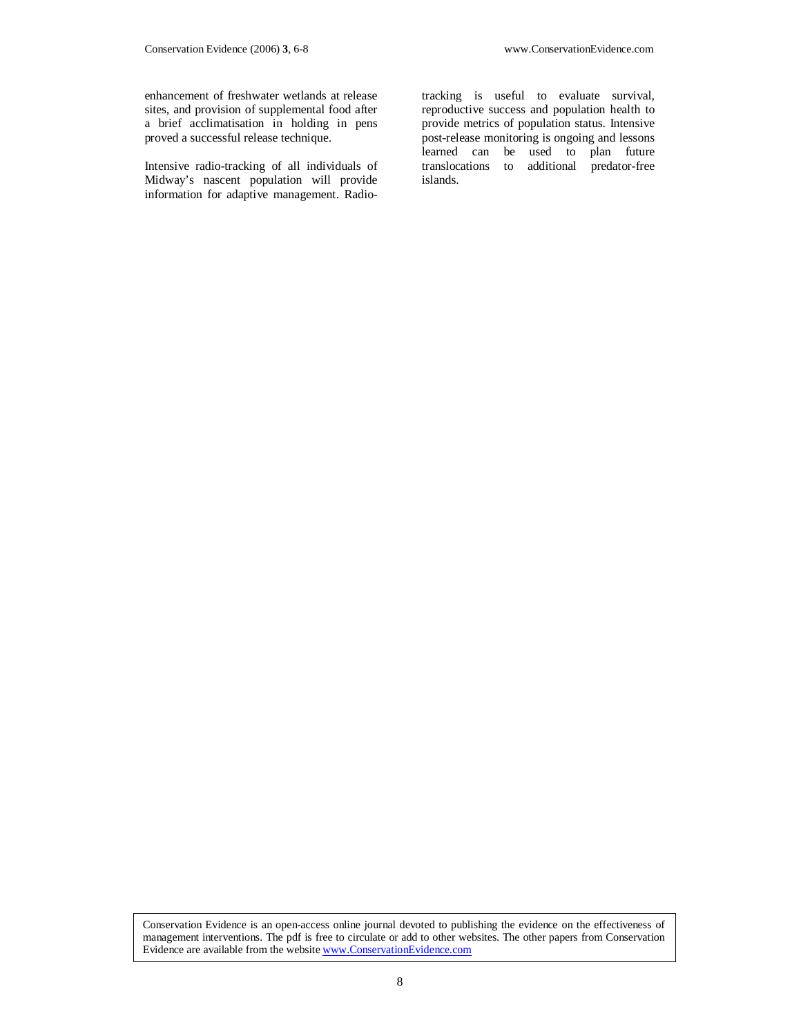enhancement of freshwater wetlands at release sites, and provision of supplemental food after a brief acclimatisation in holding in pens proved a successful release technique.

Intensive radio-tracking of all individuals of Midway's nascent population will provide information for adaptive management. Radio-tracking is useful to evaluate survival, reproductive success and population health to provide metrics of population status. Intensive post-release monitoring is ongoing and lessons learned can be used to plan future translocations to additional predator-free islands.

Conservation Evidence is an open-access online journal devoted to publishing the evidence on the effectiveness of management interventions. The pdf is free to circulate or add to other websites. The other papers from Conservation Evidence are available from the website www.ConservationEvidence.com